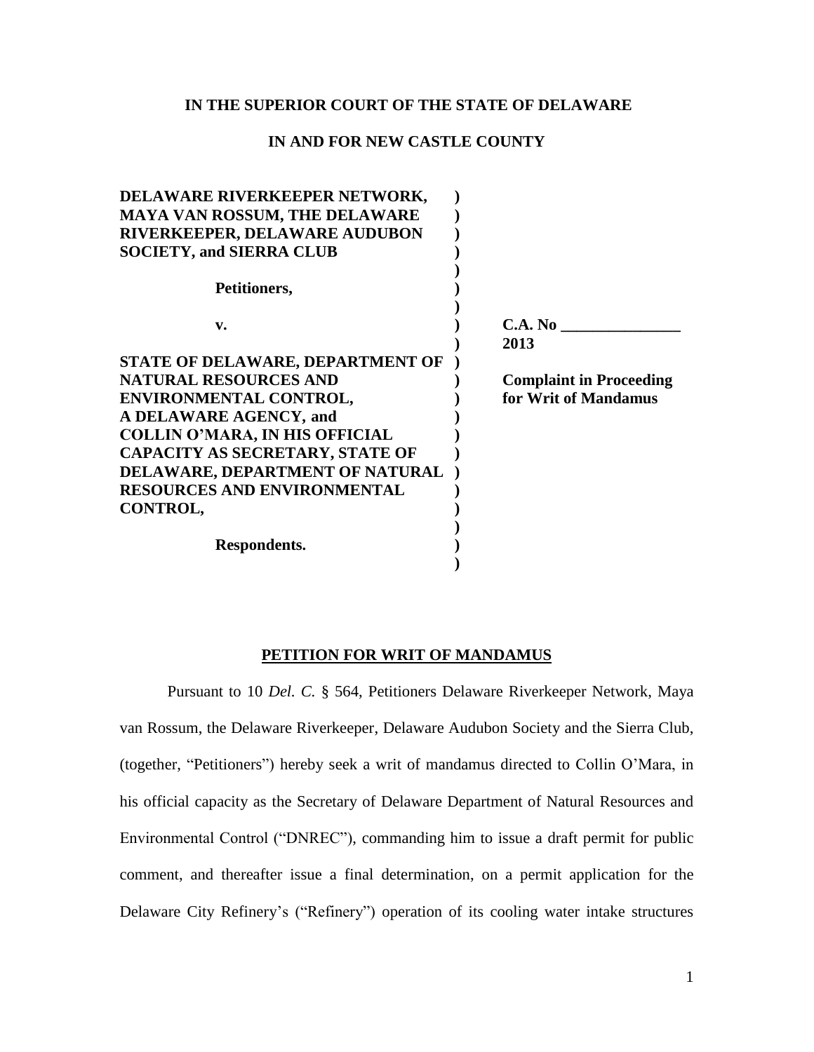**IN THE SUPERIOR COURT OF THE STATE OF DELAWARE**

**IN AND FOR NEW CASTLE COUNTY**

| | | |
|---|---|---|
| **DELAWARE RIVERKEEPER NETWORK, MAYA VAN ROSSUM, THE DELAWARE RIVERKEEPER, DELAWARE AUDUBON SOCIETY, and SIERRA CLUB** | ) | |
| **Petitioners,** | ) | |
| **v.** | ) | **C.A. No \_\_\_\_\_\_\_\_\_\_\_\_\_\_\_ 2013** |
| **STATE OF DELAWARE, DEPARTMENT OF NATURAL RESOURCES AND ENVIRONMENTAL CONTROL, A DELAWARE AGENCY, and COLLIN O'MARA, IN HIS OFFICIAL CAPACITY AS SECRETARY, STATE OF DELAWARE, DEPARTMENT OF NATURAL RESOURCES AND ENVIRONMENTAL CONTROL,** | ) | **Complaint in Proceeding for Writ of Mandamus** |
| **Respondents.** | ) | |

**PETITION FOR WRIT OF MANDAMUS**

Pursuant to 10 *Del. C.* § 564, Petitioners Delaware Riverkeeper Network, Maya van Rossum, the Delaware Riverkeeper, Delaware Audubon Society and the Sierra Club, (together, "Petitioners") hereby seek a writ of mandamus directed to Collin O'Mara, in his official capacity as the Secretary of Delaware Department of Natural Resources and Environmental Control ("DNREC"), commanding him to issue a draft permit for public comment, and thereafter issue a final determination, on a permit application for the Delaware City Refinery's ("Refinery") operation of its cooling water intake structures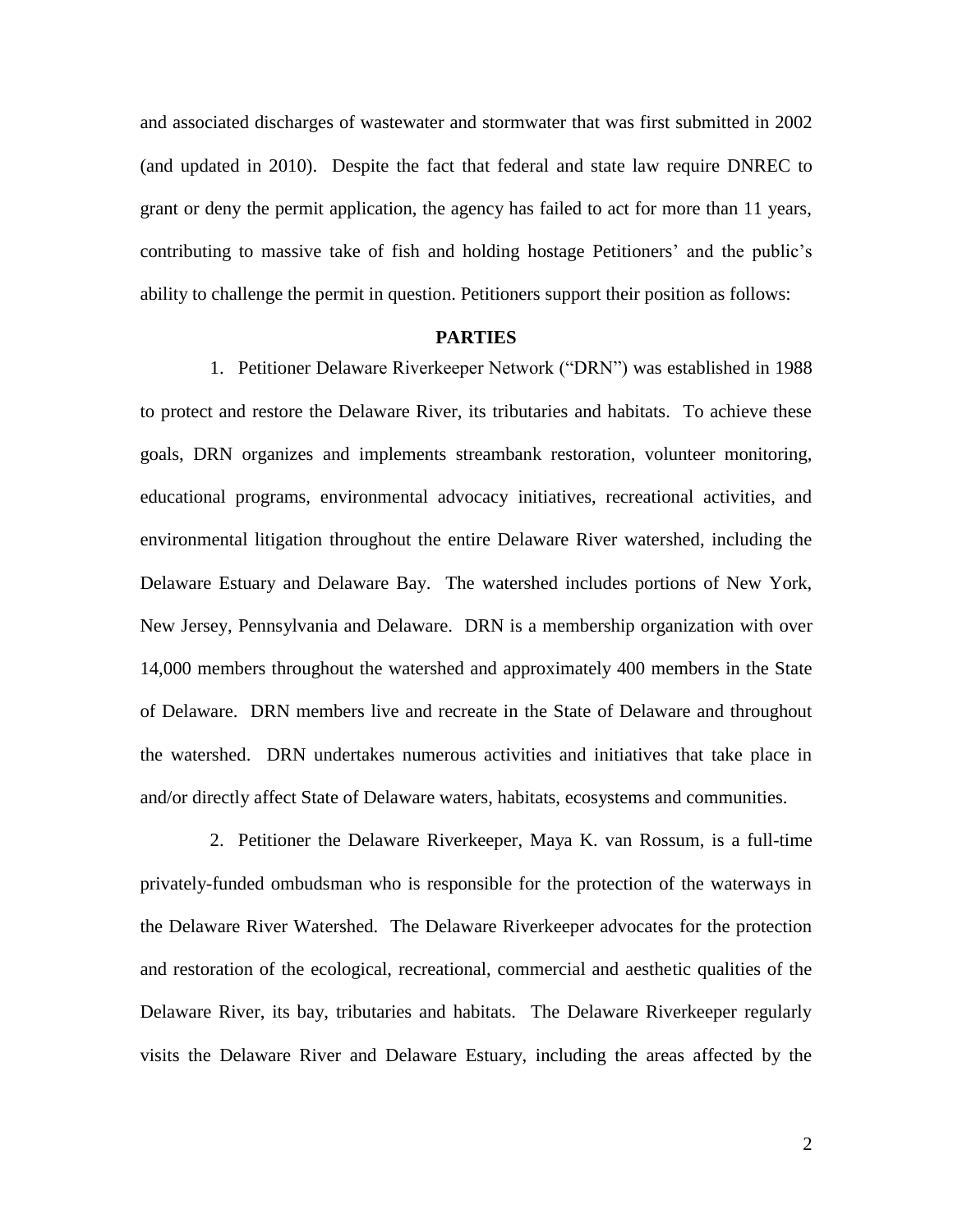and associated discharges of wastewater and stormwater that was first submitted in 2002 (and updated in 2010). Despite the fact that federal and state law require DNREC to grant or deny the permit application, the agency has failed to act for more than 11 years, contributing to massive take of fish and holding hostage Petitioners' and the public's ability to challenge the permit in question. Petitioners support their position as follows:

**PARTIES**

1. Petitioner Delaware Riverkeeper Network ("DRN") was established in 1988 to protect and restore the Delaware River, its tributaries and habitats. To achieve these goals, DRN organizes and implements streambank restoration, volunteer monitoring, educational programs, environmental advocacy initiatives, recreational activities, and environmental litigation throughout the entire Delaware River watershed, including the Delaware Estuary and Delaware Bay. The watershed includes portions of New York, New Jersey, Pennsylvania and Delaware. DRN is a membership organization with over 14,000 members throughout the watershed and approximately 400 members in the State of Delaware. DRN members live and recreate in the State of Delaware and throughout the watershed. DRN undertakes numerous activities and initiatives that take place in and/or directly affect State of Delaware waters, habitats, ecosystems and communities.

2. Petitioner the Delaware Riverkeeper, Maya K. van Rossum, is a full-time privately-funded ombudsman who is responsible for the protection of the waterways in the Delaware River Watershed. The Delaware Riverkeeper advocates for the protection and restoration of the ecological, recreational, commercial and aesthetic qualities of the Delaware River, its bay, tributaries and habitats. The Delaware Riverkeeper regularly visits the Delaware River and Delaware Estuary, including the areas affected by the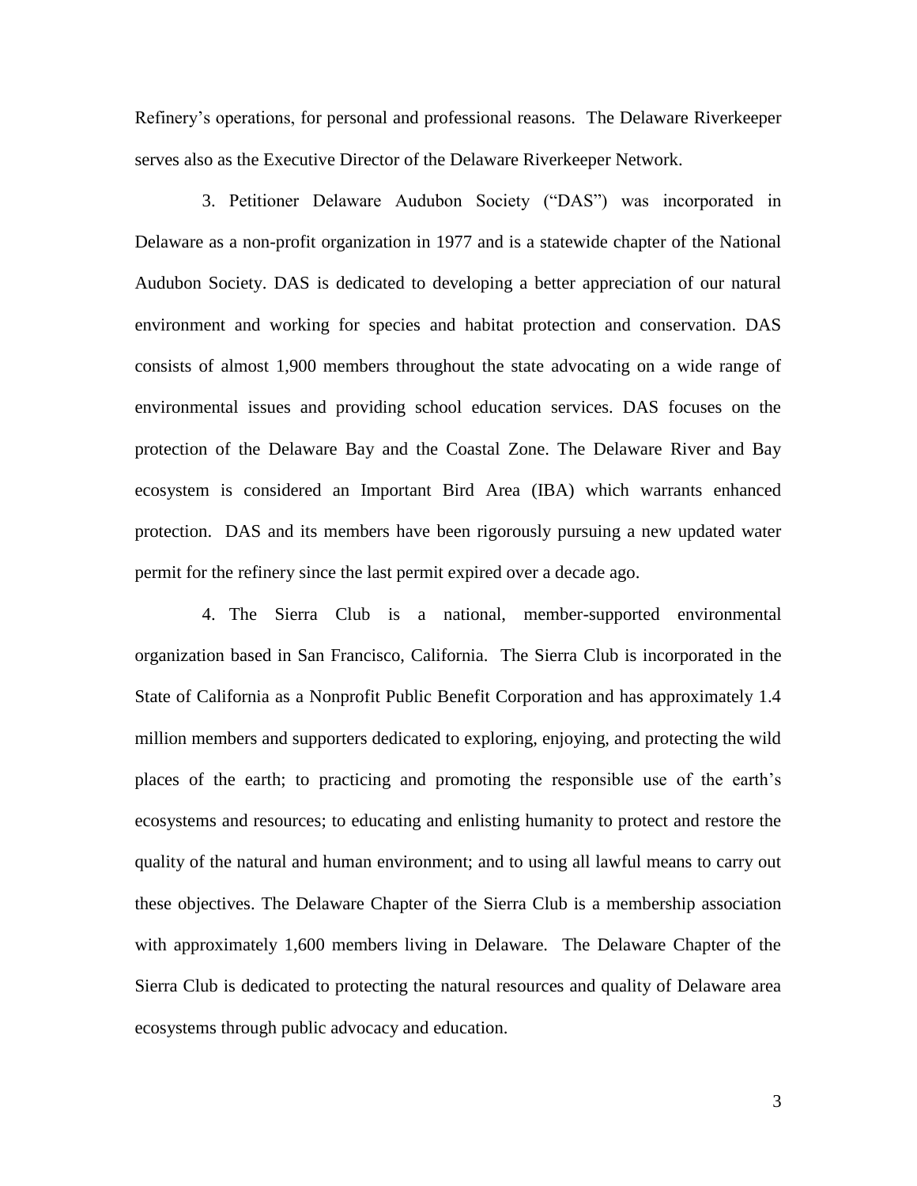Refinery's operations, for personal and professional reasons. The Delaware Riverkeeper serves also as the Executive Director of the Delaware Riverkeeper Network.

3. Petitioner Delaware Audubon Society ("DAS") was incorporated in Delaware as a non-profit organization in 1977 and is a statewide chapter of the National Audubon Society. DAS is dedicated to developing a better appreciation of our natural environment and working for species and habitat protection and conservation. DAS consists of almost 1,900 members throughout the state advocating on a wide range of environmental issues and providing school education services. DAS focuses on the protection of the Delaware Bay and the Coastal Zone. The Delaware River and Bay ecosystem is considered an Important Bird Area (IBA) which warrants enhanced protection. DAS and its members have been rigorously pursuing a new updated water permit for the refinery since the last permit expired over a decade ago.

4. The Sierra Club is a national, member-supported environmental organization based in San Francisco, California. The Sierra Club is incorporated in the State of California as a Nonprofit Public Benefit Corporation and has approximately 1.4 million members and supporters dedicated to exploring, enjoying, and protecting the wild places of the earth; to practicing and promoting the responsible use of the earth's ecosystems and resources; to educating and enlisting humanity to protect and restore the quality of the natural and human environment; and to using all lawful means to carry out these objectives. The Delaware Chapter of the Sierra Club is a membership association with approximately 1,600 members living in Delaware. The Delaware Chapter of the Sierra Club is dedicated to protecting the natural resources and quality of Delaware area ecosystems through public advocacy and education.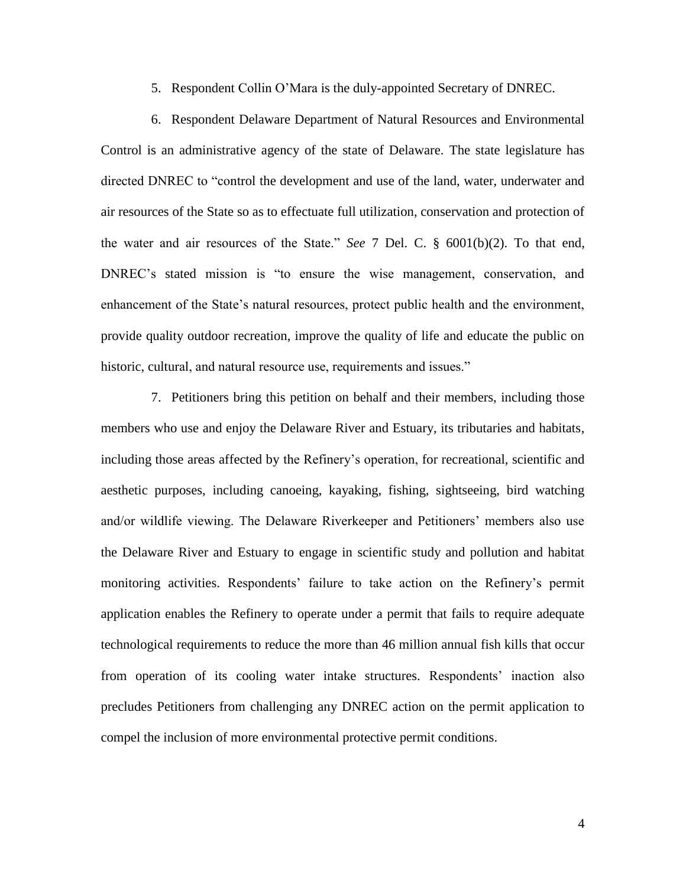5. Respondent Collin O'Mara is the duly-appointed Secretary of DNREC.

6. Respondent Delaware Department of Natural Resources and Environmental Control is an administrative agency of the state of Delaware. The state legislature has directed DNREC to "control the development and use of the land, water, underwater and air resources of the State so as to effectuate full utilization, conservation and protection of the water and air resources of the State." *See* 7 Del. C. § 6001(b)(2). To that end, DNREC's stated mission is "to ensure the wise management, conservation, and enhancement of the State's natural resources, protect public health and the environment, provide quality outdoor recreation, improve the quality of life and educate the public on historic, cultural, and natural resource use, requirements and issues."

7. Petitioners bring this petition on behalf and their members, including those members who use and enjoy the Delaware River and Estuary, its tributaries and habitats, including those areas affected by the Refinery's operation, for recreational, scientific and aesthetic purposes, including canoeing, kayaking, fishing, sightseeing, bird watching and/or wildlife viewing. The Delaware Riverkeeper and Petitioners' members also use the Delaware River and Estuary to engage in scientific study and pollution and habitat monitoring activities. Respondents' failure to take action on the Refinery's permit application enables the Refinery to operate under a permit that fails to require adequate technological requirements to reduce the more than 46 million annual fish kills that occur from operation of its cooling water intake structures. Respondents' inaction also precludes Petitioners from challenging any DNREC action on the permit application to compel the inclusion of more environmental protective permit conditions.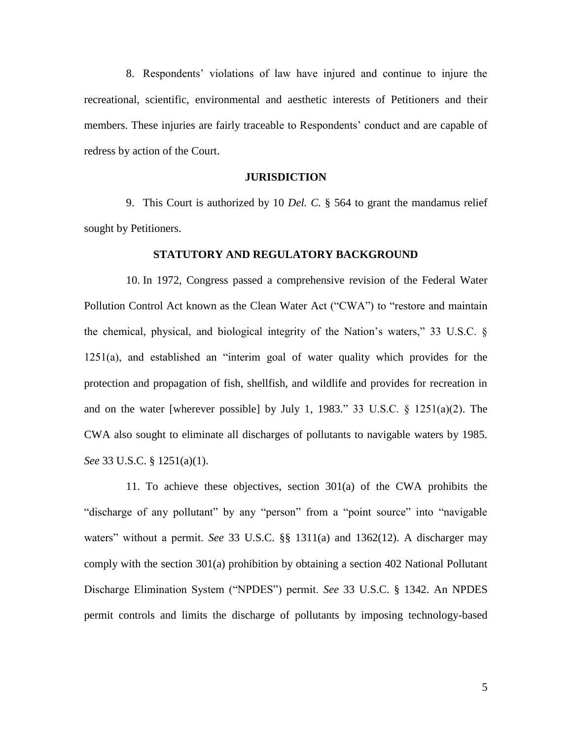8. Respondents' violations of law have injured and continue to injure the recreational, scientific, environmental and aesthetic interests of Petitioners and their members. These injuries are fairly traceable to Respondents' conduct and are capable of redress by action of the Court.

## JURISDICTION

9. This Court is authorized by 10 *Del. C.* § 564 to grant the mandamus relief sought by Petitioners.

## STATUTORY AND REGULATORY BACKGROUND

10. In 1972, Congress passed a comprehensive revision of the Federal Water Pollution Control Act known as the Clean Water Act ("CWA") to "restore and maintain the chemical, physical, and biological integrity of the Nation's waters," 33 U.S.C. § 1251(a), and established an "interim goal of water quality which provides for the protection and propagation of fish, shellfish, and wildlife and provides for recreation in and on the water [wherever possible] by July 1, 1983." 33 U.S.C. § 1251(a)(2). The CWA also sought to eliminate all discharges of pollutants to navigable waters by 1985. *See* 33 U.S.C. § 1251(a)(1).

11. To achieve these objectives, section 301(a) of the CWA prohibits the "discharge of any pollutant" by any "person" from a "point source" into "navigable waters" without a permit. *See* 33 U.S.C. §§ 1311(a) and 1362(12). A discharger may comply with the section 301(a) prohibition by obtaining a section 402 National Pollutant Discharge Elimination System ("NPDES") permit. *See* 33 U.S.C. § 1342. An NPDES permit controls and limits the discharge of pollutants by imposing technology-based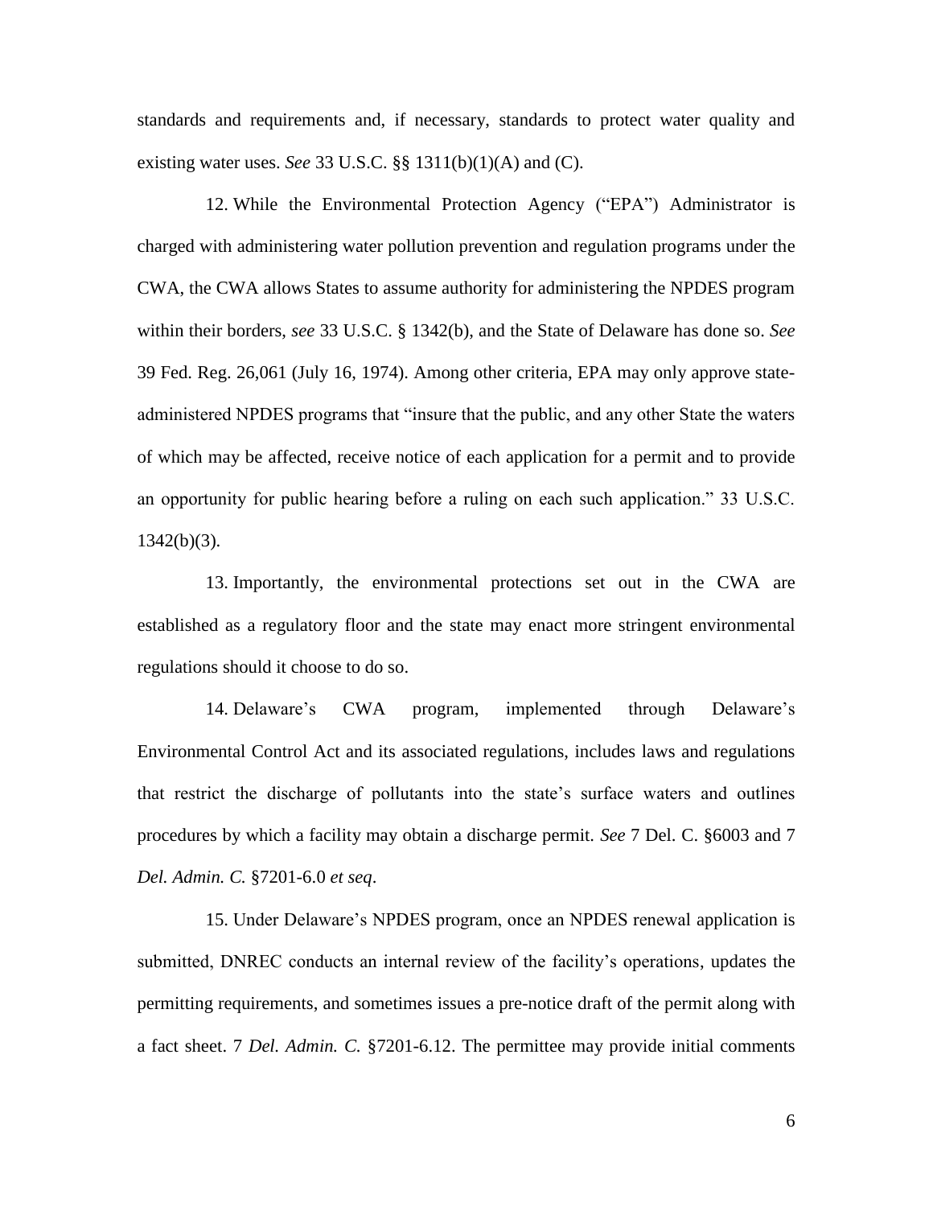standards and requirements and, if necessary, standards to protect water quality and existing water uses. *See* 33 U.S.C. §§ 1311(b)(1)(A) and (C).

12. While the Environmental Protection Agency ("EPA") Administrator is charged with administering water pollution prevention and regulation programs under the CWA, the CWA allows States to assume authority for administering the NPDES program within their borders, *see* 33 U.S.C. § 1342(b), and the State of Delaware has done so. *See* 39 Fed. Reg. 26,061 (July 16, 1974). Among other criteria, EPA may only approve state-administered NPDES programs that "insure that the public, and any other State the waters of which may be affected, receive notice of each application for a permit and to provide an opportunity for public hearing before a ruling on each such application." 33 U.S.C. 1342(b)(3).

13. Importantly, the environmental protections set out in the CWA are established as a regulatory floor and the state may enact more stringent environmental regulations should it choose to do so.

14. Delaware's CWA program, implemented through Delaware's Environmental Control Act and its associated regulations, includes laws and regulations that restrict the discharge of pollutants into the state's surface waters and outlines procedures by which a facility may obtain a discharge permit. *See* 7 Del. C. §6003 and 7 *Del. Admin. C.* §7201-6.0 *et seq*.

15. Under Delaware's NPDES program, once an NPDES renewal application is submitted, DNREC conducts an internal review of the facility's operations, updates the permitting requirements, and sometimes issues a pre-notice draft of the permit along with a fact sheet. 7 *Del. Admin. C.* §7201-6.12. The permittee may provide initial comments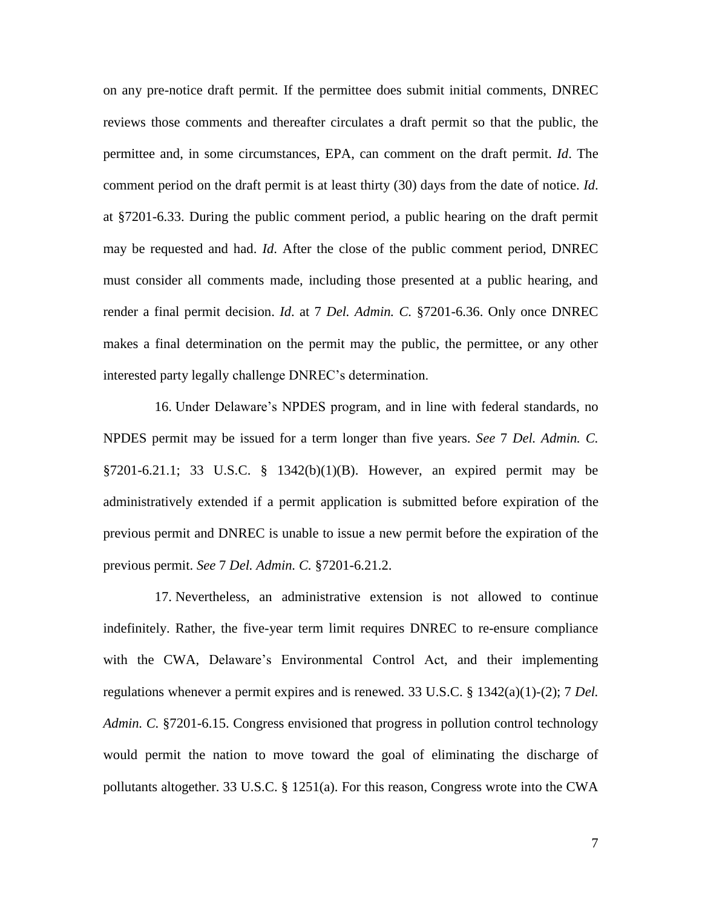on any pre-notice draft permit. If the permittee does submit initial comments, DNREC reviews those comments and thereafter circulates a draft permit so that the public, the permittee and, in some circumstances, EPA, can comment on the draft permit. *Id*. The comment period on the draft permit is at least thirty (30) days from the date of notice. *Id*. at §7201-6.33. During the public comment period, a public hearing on the draft permit may be requested and had. *Id*. After the close of the public comment period, DNREC must consider all comments made, including those presented at a public hearing, and render a final permit decision. *Id*. at 7 *Del. Admin. C.* §7201-6.36. Only once DNREC makes a final determination on the permit may the public, the permittee, or any other interested party legally challenge DNREC's determination.

16. Under Delaware's NPDES program, and in line with federal standards, no NPDES permit may be issued for a term longer than five years. *See* 7 *Del. Admin. C.* §7201-6.21.1; 33 U.S.C. § 1342(b)(1)(B). However, an expired permit may be administratively extended if a permit application is submitted before expiration of the previous permit and DNREC is unable to issue a new permit before the expiration of the previous permit. *See* 7 *Del. Admin. C.* §7201-6.21.2.

17. Nevertheless, an administrative extension is not allowed to continue indefinitely. Rather, the five-year term limit requires DNREC to re-ensure compliance with the CWA, Delaware's Environmental Control Act, and their implementing regulations whenever a permit expires and is renewed. 33 U.S.C. § 1342(a)(1)-(2); 7 *Del. Admin. C.* §7201-6.15. Congress envisioned that progress in pollution control technology would permit the nation to move toward the goal of eliminating the discharge of pollutants altogether. 33 U.S.C. § 1251(a). For this reason, Congress wrote into the CWA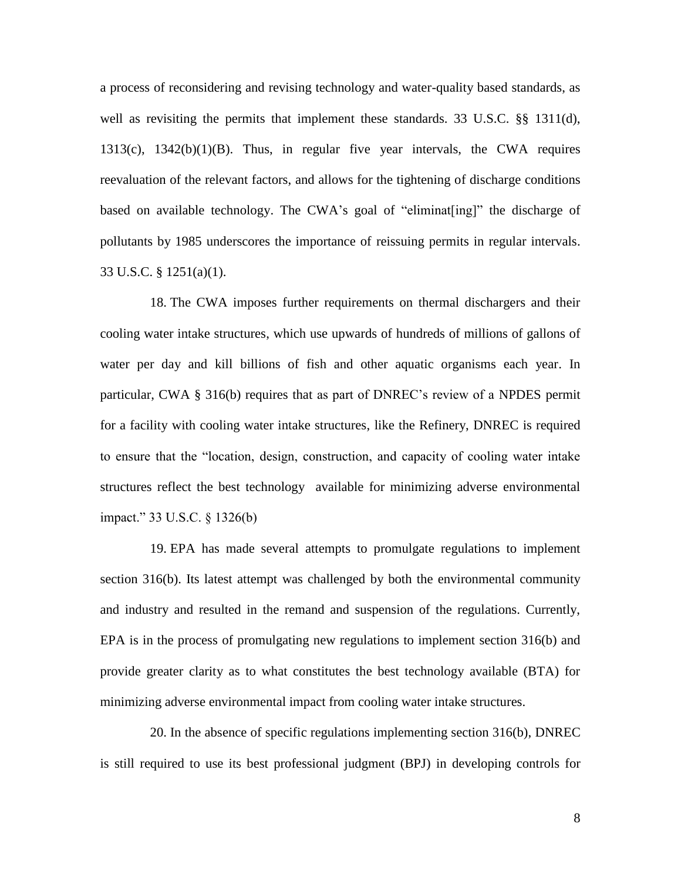a process of reconsidering and revising technology and water-quality based standards, as well as revisiting the permits that implement these standards. 33 U.S.C. §§ 1311(d), 1313(c), 1342(b)(1)(B). Thus, in regular five year intervals, the CWA requires reevaluation of the relevant factors, and allows for the tightening of discharge conditions based on available technology. The CWA's goal of "eliminat[ing]" the discharge of pollutants by 1985 underscores the importance of reissuing permits in regular intervals. 33 U.S.C. § 1251(a)(1).

18. The CWA imposes further requirements on thermal dischargers and their cooling water intake structures, which use upwards of hundreds of millions of gallons of water per day and kill billions of fish and other aquatic organisms each year. In particular, CWA § 316(b) requires that as part of DNREC's review of a NPDES permit for a facility with cooling water intake structures, like the Refinery, DNREC is required to ensure that the "location, design, construction, and capacity of cooling water intake structures reflect the best technology available for minimizing adverse environmental impact." 33 U.S.C. § 1326(b)

19. EPA has made several attempts to promulgate regulations to implement section 316(b). Its latest attempt was challenged by both the environmental community and industry and resulted in the remand and suspension of the regulations. Currently, EPA is in the process of promulgating new regulations to implement section 316(b) and provide greater clarity as to what constitutes the best technology available (BTA) for minimizing adverse environmental impact from cooling water intake structures.

20. In the absence of specific regulations implementing section 316(b), DNREC is still required to use its best professional judgment (BPJ) in developing controls for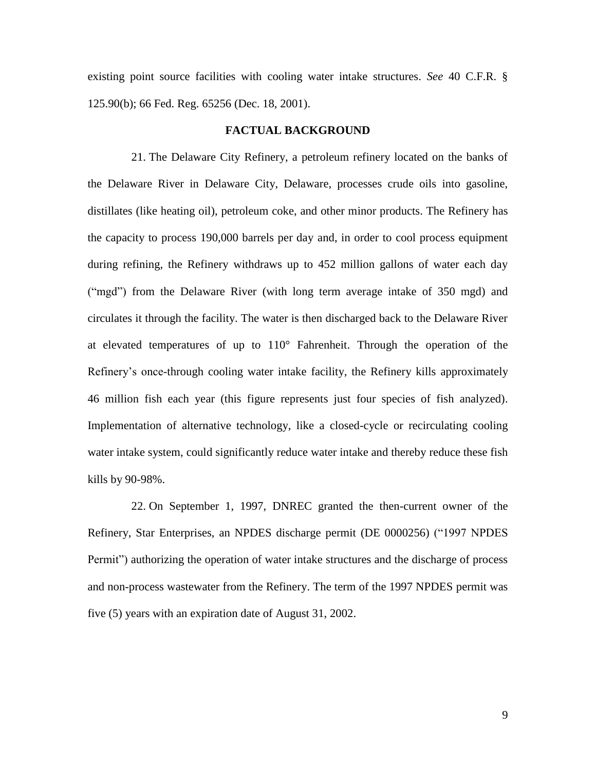existing point source facilities with cooling water intake structures. *See* 40 C.F.R. § 125.90(b); 66 Fed. Reg. 65256 (Dec. 18, 2001).

## FACTUAL BACKGROUND

21. The Delaware City Refinery, a petroleum refinery located on the banks of the Delaware River in Delaware City, Delaware, processes crude oils into gasoline, distillates (like heating oil), petroleum coke, and other minor products. The Refinery has the capacity to process 190,000 barrels per day and, in order to cool process equipment during refining, the Refinery withdraws up to 452 million gallons of water each day ("mgd") from the Delaware River (with long term average intake of 350 mgd) and circulates it through the facility. The water is then discharged back to the Delaware River at elevated temperatures of up to 110° Fahrenheit. Through the operation of the Refinery's once-through cooling water intake facility, the Refinery kills approximately 46 million fish each year (this figure represents just four species of fish analyzed). Implementation of alternative technology, like a closed-cycle or recirculating cooling water intake system, could significantly reduce water intake and thereby reduce these fish kills by 90-98%.

22. On September 1, 1997, DNREC granted the then-current owner of the Refinery, Star Enterprises, an NPDES discharge permit (DE 0000256) ("1997 NPDES Permit") authorizing the operation of water intake structures and the discharge of process and non-process wastewater from the Refinery. The term of the 1997 NPDES permit was five (5) years with an expiration date of August 31, 2002.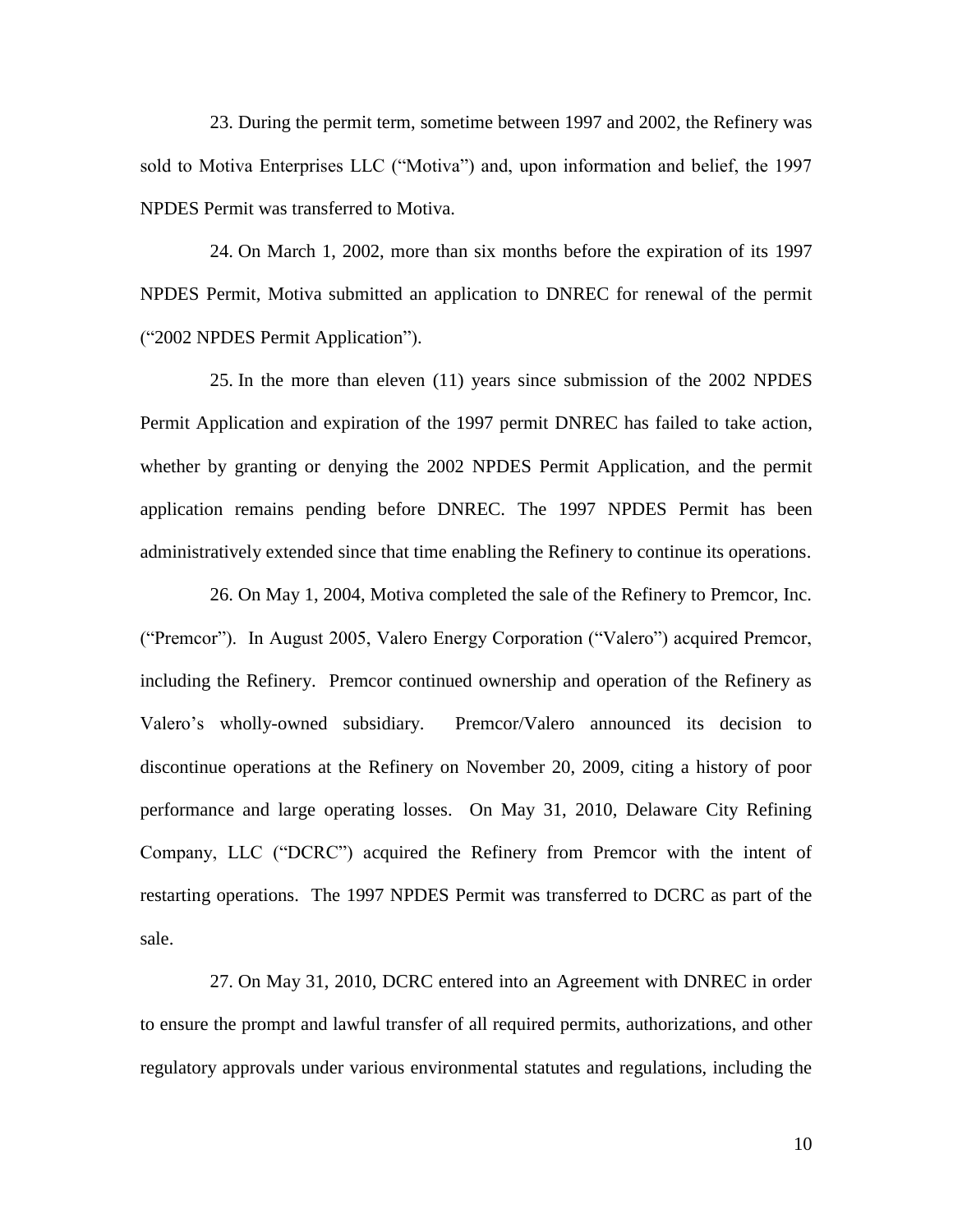23. During the permit term, sometime between 1997 and 2002, the Refinery was sold to Motiva Enterprises LLC ("Motiva") and, upon information and belief, the 1997 NPDES Permit was transferred to Motiva.

24. On March 1, 2002, more than six months before the expiration of its 1997 NPDES Permit, Motiva submitted an application to DNREC for renewal of the permit ("2002 NPDES Permit Application").

25. In the more than eleven (11) years since submission of the 2002 NPDES Permit Application and expiration of the 1997 permit DNREC has failed to take action, whether by granting or denying the 2002 NPDES Permit Application, and the permit application remains pending before DNREC. The 1997 NPDES Permit has been administratively extended since that time enabling the Refinery to continue its operations.

26. On May 1, 2004, Motiva completed the sale of the Refinery to Premcor, Inc. ("Premcor"). In August 2005, Valero Energy Corporation ("Valero") acquired Premcor, including the Refinery. Premcor continued ownership and operation of the Refinery as Valero's wholly-owned subsidiary. Premcor/Valero announced its decision to discontinue operations at the Refinery on November 20, 2009, citing a history of poor performance and large operating losses. On May 31, 2010, Delaware City Refining Company, LLC ("DCRC") acquired the Refinery from Premcor with the intent of restarting operations. The 1997 NPDES Permit was transferred to DCRC as part of the sale.

27. On May 31, 2010, DCRC entered into an Agreement with DNREC in order to ensure the prompt and lawful transfer of all required permits, authorizations, and other regulatory approvals under various environmental statutes and regulations, including the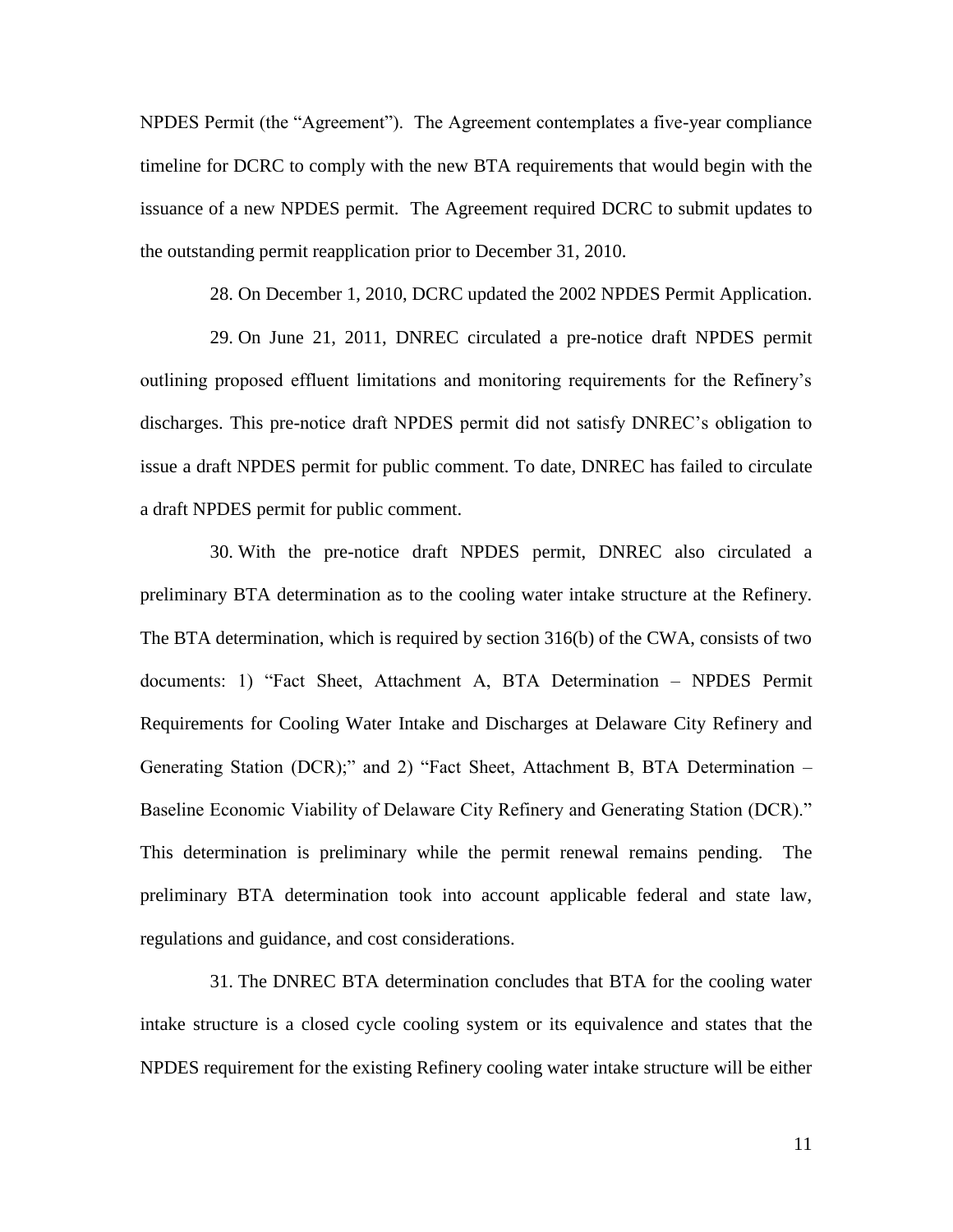NPDES Permit (the "Agreement"). The Agreement contemplates a five-year compliance timeline for DCRC to comply with the new BTA requirements that would begin with the issuance of a new NPDES permit. The Agreement required DCRC to submit updates to the outstanding permit reapplication prior to December 31, 2010.

28. On December 1, 2010, DCRC updated the 2002 NPDES Permit Application.

29. On June 21, 2011, DNREC circulated a pre-notice draft NPDES permit outlining proposed effluent limitations and monitoring requirements for the Refinery's discharges. This pre-notice draft NPDES permit did not satisfy DNREC's obligation to issue a draft NPDES permit for public comment. To date, DNREC has failed to circulate a draft NPDES permit for public comment.

30. With the pre-notice draft NPDES permit, DNREC also circulated a preliminary BTA determination as to the cooling water intake structure at the Refinery. The BTA determination, which is required by section 316(b) of the CWA, consists of two documents: 1) "Fact Sheet, Attachment A, BTA Determination – NPDES Permit Requirements for Cooling Water Intake and Discharges at Delaware City Refinery and Generating Station (DCR);" and 2) "Fact Sheet, Attachment B, BTA Determination – Baseline Economic Viability of Delaware City Refinery and Generating Station (DCR)." This determination is preliminary while the permit renewal remains pending. The preliminary BTA determination took into account applicable federal and state law, regulations and guidance, and cost considerations.

31. The DNREC BTA determination concludes that BTA for the cooling water intake structure is a closed cycle cooling system or its equivalence and states that the NPDES requirement for the existing Refinery cooling water intake structure will be either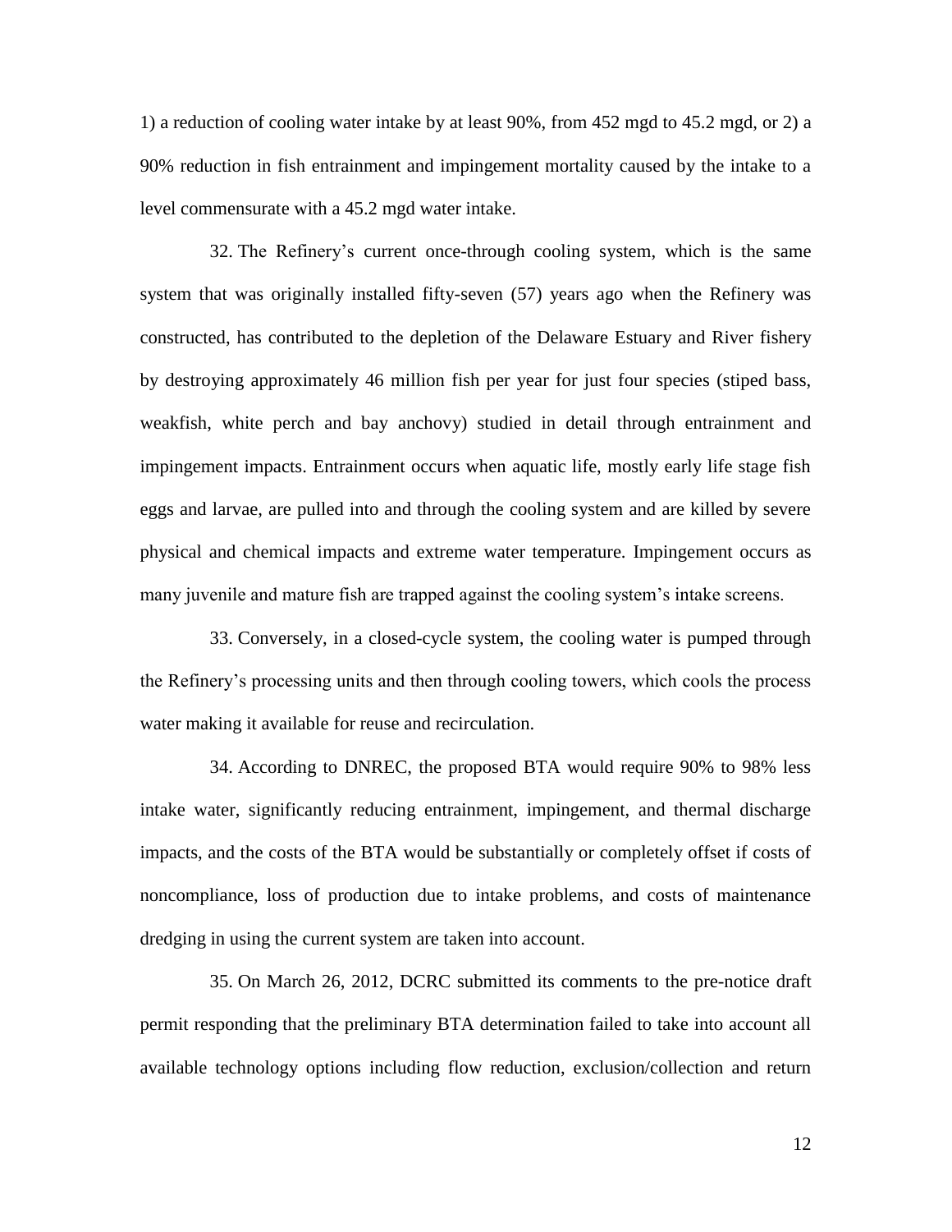1) a reduction of cooling water intake by at least 90%, from 452 mgd to 45.2 mgd, or 2) a 90% reduction in fish entrainment and impingement mortality caused by the intake to a level commensurate with a 45.2 mgd water intake.

32. The Refinery's current once-through cooling system, which is the same system that was originally installed fifty-seven (57) years ago when the Refinery was constructed, has contributed to the depletion of the Delaware Estuary and River fishery by destroying approximately 46 million fish per year for just four species (stiped bass, weakfish, white perch and bay anchovy) studied in detail through entrainment and impingement impacts. Entrainment occurs when aquatic life, mostly early life stage fish eggs and larvae, are pulled into and through the cooling system and are killed by severe physical and chemical impacts and extreme water temperature. Impingement occurs as many juvenile and mature fish are trapped against the cooling system's intake screens.

33. Conversely, in a closed-cycle system, the cooling water is pumped through the Refinery's processing units and then through cooling towers, which cools the process water making it available for reuse and recirculation.

34. According to DNREC, the proposed BTA would require 90% to 98% less intake water, significantly reducing entrainment, impingement, and thermal discharge impacts, and the costs of the BTA would be substantially or completely offset if costs of noncompliance, loss of production due to intake problems, and costs of maintenance dredging in using the current system are taken into account.

35. On March 26, 2012, DCRC submitted its comments to the pre-notice draft permit responding that the preliminary BTA determination failed to take into account all available technology options including flow reduction, exclusion/collection and return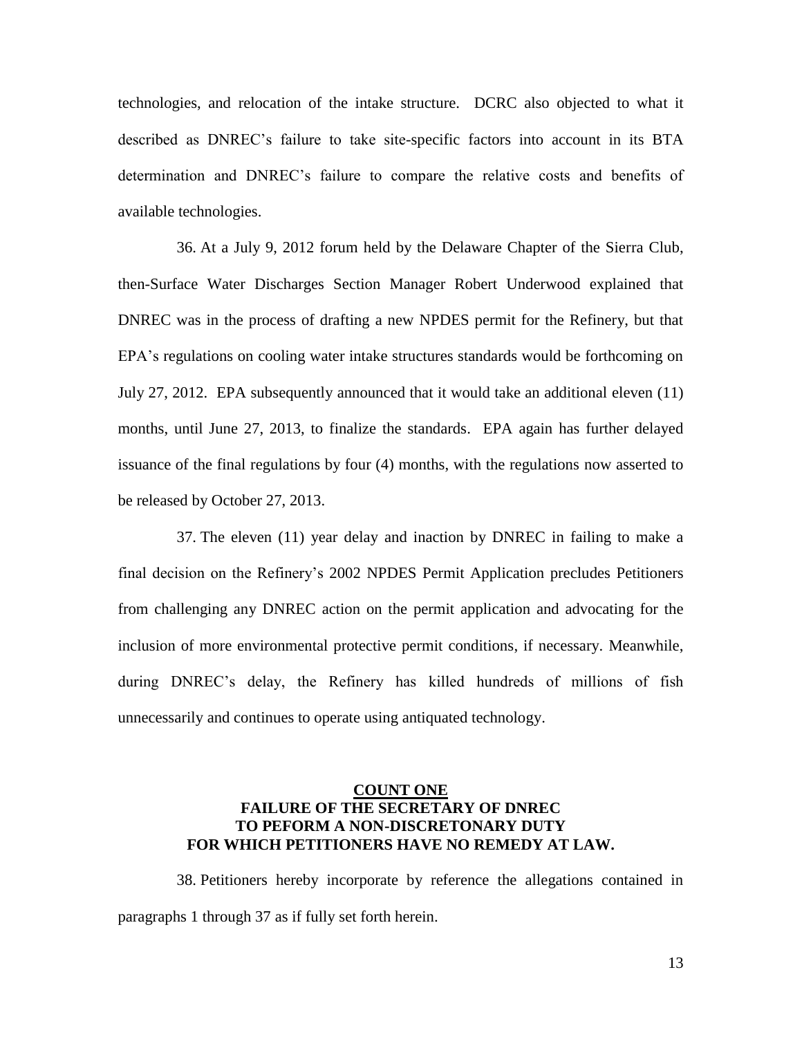technologies, and relocation of the intake structure. DCRC also objected to what it described as DNREC's failure to take site-specific factors into account in its BTA determination and DNREC's failure to compare the relative costs and benefits of available technologies.

36. At a July 9, 2012 forum held by the Delaware Chapter of the Sierra Club, then-Surface Water Discharges Section Manager Robert Underwood explained that DNREC was in the process of drafting a new NPDES permit for the Refinery, but that EPA's regulations on cooling water intake structures standards would be forthcoming on July 27, 2012. EPA subsequently announced that it would take an additional eleven (11) months, until June 27, 2013, to finalize the standards. EPA again has further delayed issuance of the final regulations by four (4) months, with the regulations now asserted to be released by October 27, 2013.

37. The eleven (11) year delay and inaction by DNREC in failing to make a final decision on the Refinery's 2002 NPDES Permit Application precludes Petitioners from challenging any DNREC action on the permit application and advocating for the inclusion of more environmental protective permit conditions, if necessary. Meanwhile, during DNREC's delay, the Refinery has killed hundreds of millions of fish unnecessarily and continues to operate using antiquated technology.

## COUNT ONE
## FAILURE OF THE SECRETARY OF DNREC TO PEFORM A NON-DISCRETONARY DUTY FOR WHICH PETITIONERS HAVE NO REMEDY AT LAW.

38. Petitioners hereby incorporate by reference the allegations contained in paragraphs 1 through 37 as if fully set forth herein.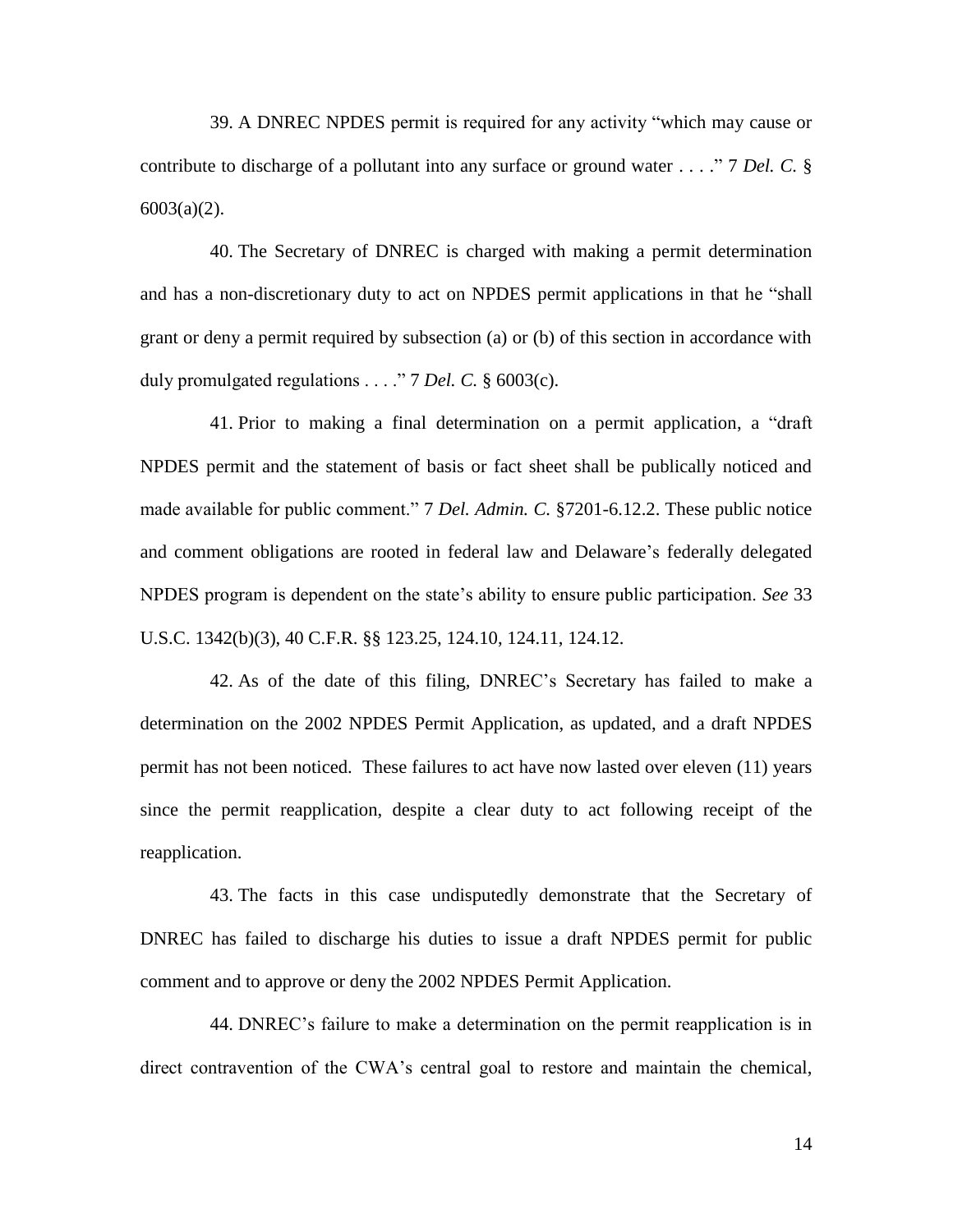39. A DNREC NPDES permit is required for any activity "which may cause or contribute to discharge of a pollutant into any surface or ground water . . . ." 7 *Del. C.* § 6003(a)(2).

40. The Secretary of DNREC is charged with making a permit determination and has a non-discretionary duty to act on NPDES permit applications in that he "shall grant or deny a permit required by subsection (a) or (b) of this section in accordance with duly promulgated regulations . . . ." 7 *Del. C.* § 6003(c).

41. Prior to making a final determination on a permit application, a "draft NPDES permit and the statement of basis or fact sheet shall be publically noticed and made available for public comment." 7 *Del. Admin. C.* §7201-6.12.2. These public notice and comment obligations are rooted in federal law and Delaware's federally delegated NPDES program is dependent on the state's ability to ensure public participation. *See* 33 U.S.C. 1342(b)(3), 40 C.F.R. §§ 123.25, 124.10, 124.11, 124.12.

42. As of the date of this filing, DNREC's Secretary has failed to make a determination on the 2002 NPDES Permit Application, as updated, and a draft NPDES permit has not been noticed. These failures to act have now lasted over eleven (11) years since the permit reapplication, despite a clear duty to act following receipt of the reapplication.

43. The facts in this case undisputedly demonstrate that the Secretary of DNREC has failed to discharge his duties to issue a draft NPDES permit for public comment and to approve or deny the 2002 NPDES Permit Application.

44. DNREC's failure to make a determination on the permit reapplication is in direct contravention of the CWA's central goal to restore and maintain the chemical,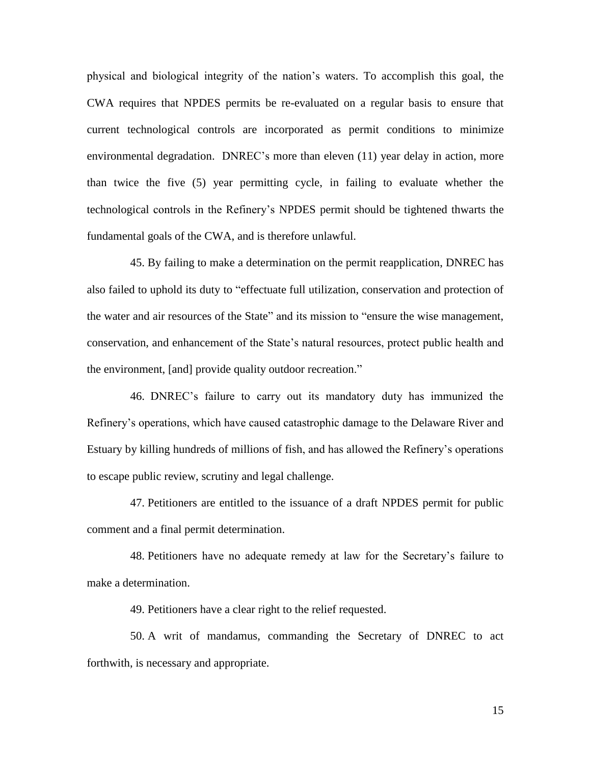physical and biological integrity of the nation's waters. To accomplish this goal, the CWA requires that NPDES permits be re-evaluated on a regular basis to ensure that current technological controls are incorporated as permit conditions to minimize environmental degradation. DNREC's more than eleven (11) year delay in action, more than twice the five (5) year permitting cycle, in failing to evaluate whether the technological controls in the Refinery's NPDES permit should be tightened thwarts the fundamental goals of the CWA, and is therefore unlawful.

45. By failing to make a determination on the permit reapplication, DNREC has also failed to uphold its duty to "effectuate full utilization, conservation and protection of the water and air resources of the State" and its mission to "ensure the wise management, conservation, and enhancement of the State's natural resources, protect public health and the environment, [and] provide quality outdoor recreation."

46. DNREC's failure to carry out its mandatory duty has immunized the Refinery's operations, which have caused catastrophic damage to the Delaware River and Estuary by killing hundreds of millions of fish, and has allowed the Refinery's operations to escape public review, scrutiny and legal challenge.

47. Petitioners are entitled to the issuance of a draft NPDES permit for public comment and a final permit determination.

48. Petitioners have no adequate remedy at law for the Secretary's failure to make a determination.

49. Petitioners have a clear right to the relief requested.

50. A writ of mandamus, commanding the Secretary of DNREC to act forthwith, is necessary and appropriate.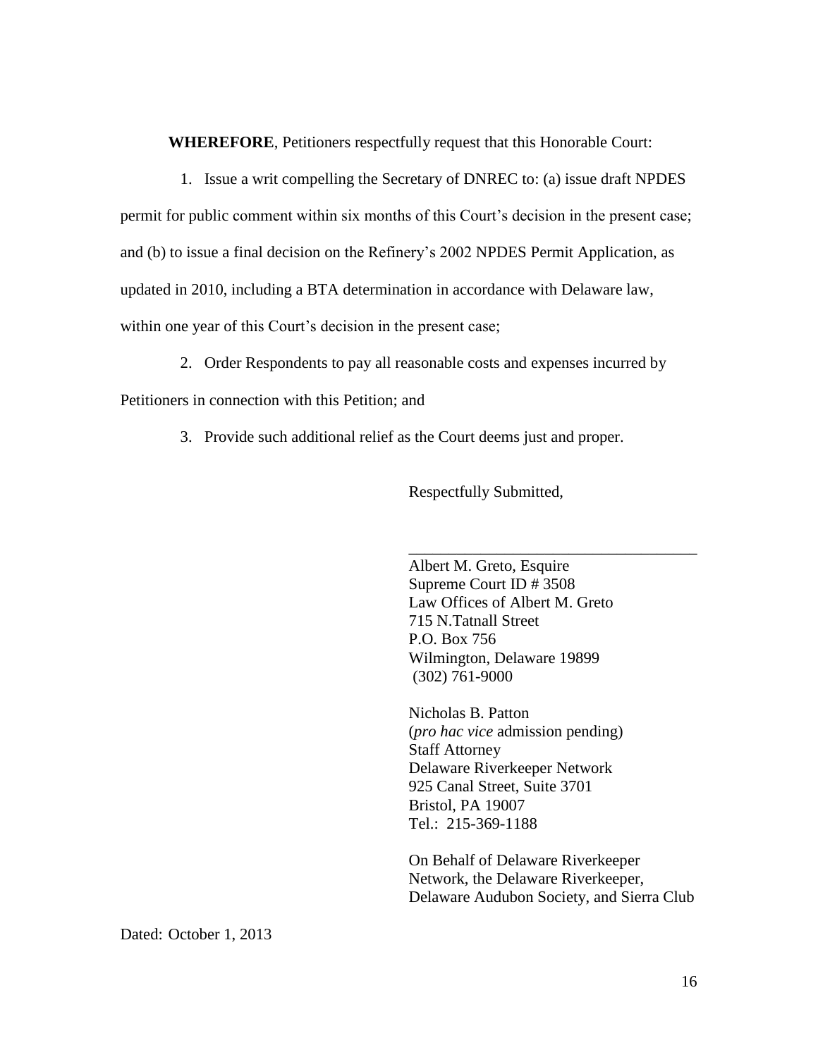**WHEREFORE**, Petitioners respectfully request that this Honorable Court:

1. Issue a writ compelling the Secretary of DNREC to: (a) issue draft NPDES permit for public comment within six months of this Court's decision in the present case; and (b) to issue a final decision on the Refinery's 2002 NPDES Permit Application, as updated in 2010, including a BTA determination in accordance with Delaware law, within one year of this Court's decision in the present case;

2. Order Respondents to pay all reasonable costs and expenses incurred by Petitioners in connection with this Petition; and

3. Provide such additional relief as the Court deems just and proper.

Respectfully Submitted,

\_\_\_\_\_\_\_\_\_\_\_\_\_\_\_\_\_\_\_\_\_\_\_\_\_\_\_\_\_\_\_\_\_\_\_\_

Albert M. Greto, Esquire
Supreme Court ID # 3508
Law Offices of Albert M. Greto
715 N.Tatnall Street
P.O. Box 756
Wilmington, Delaware 19899
(302) 761-9000

Nicholas B. Patton
(*pro hac vice* admission pending)
Staff Attorney
Delaware Riverkeeper Network
925 Canal Street, Suite 3701
Bristol, PA 19007
Tel.: 215-369-1188

On Behalf of Delaware Riverkeeper Network, the Delaware Riverkeeper, Delaware Audubon Society, and Sierra Club

Dated: October 1, 2013